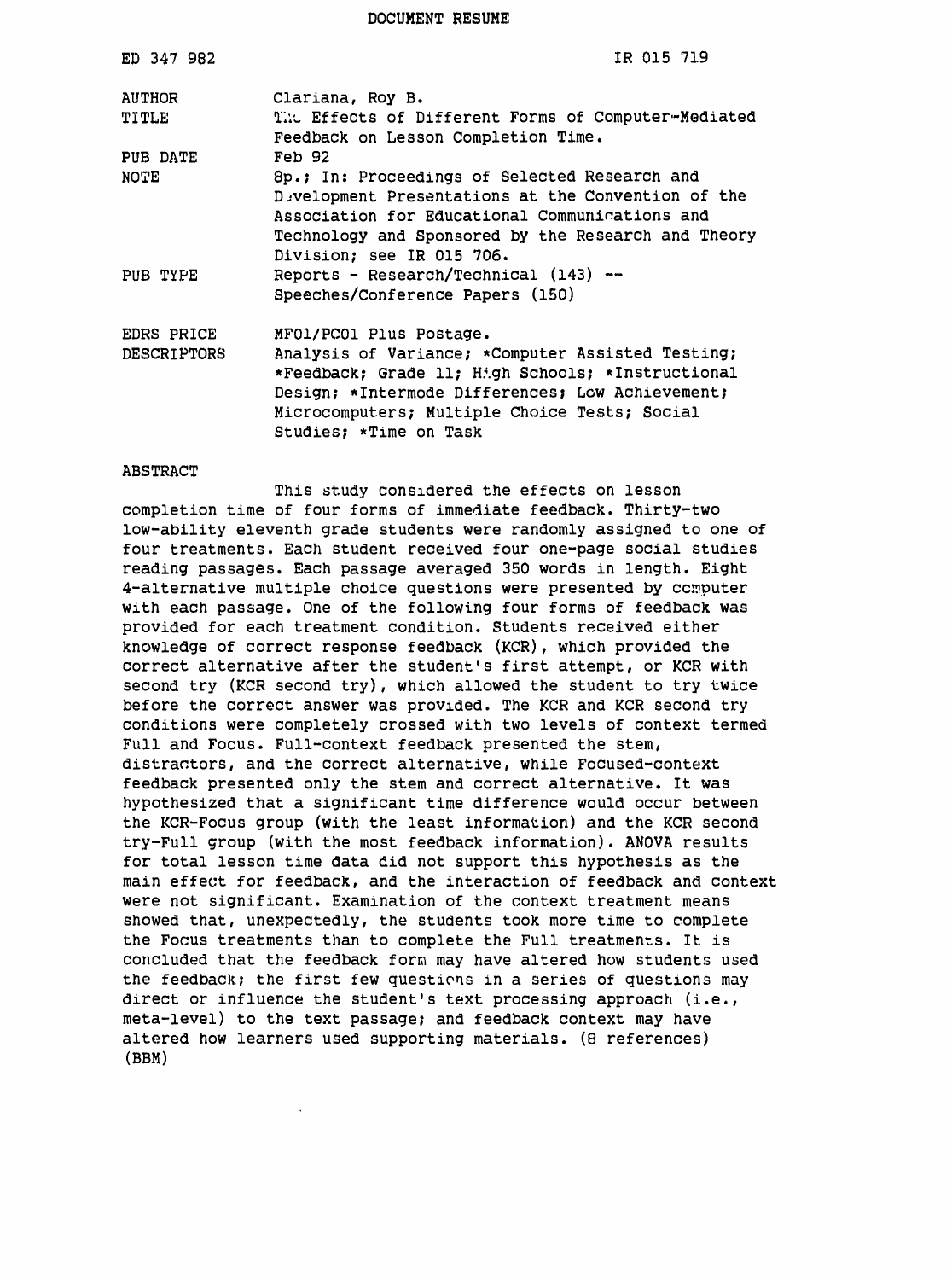DOCUMENT RESUME

ED 347 982 IR 015 719

| | |
|---|---|
| AUTHOR | Clariana, Roy B. |
| TITLE | The Effects of Different Forms of Computer-Mediated Feedback on Lesson Completion Time. |
| PUB DATE | Feb 92 |
| NOTE | 8p.; In: Proceedings of Selected Research and Development Presentations at the Convention of the Association for Educational Communications and Technology and Sponsored by the Research and Theory Division; see IR 015 706. |
| PUB TYPE | Reports - Research/Technical (143) -- Speeches/Conference Papers (150) |
| EDRS PRICE | MF01/PC01 Plus Postage. |
| DESCRIPTORS | Analysis of Variance; *Computer Assisted Testing; *Feedback; Grade 11; High Schools; *Instructional Design; *Intermode Differences; Low Achievement; Microcomputers; Multiple Choice Tests; Social Studies; *Time on Task |

## ABSTRACT

This study considered the effects on lesson completion time of four forms of immediate feedback. Thirty-two low-ability eleventh grade students were randomly assigned to one of four treatments. Each student received four one-page social studies reading passages. Each passage averaged 350 words in length. Eight 4-alternative multiple choice questions were presented by computer with each passage. One of the following four forms of feedback was provided for each treatment condition. Students received either knowledge of correct response feedback (KCR), which provided the correct alternative after the student's first attempt, or KCR with second try (KCR second try), which allowed the student to try twice before the correct answer was provided. The KCR and KCR second try conditions were completely crossed with two levels of context termed Full and Focus. Full-context feedback presented the stem, distractors, and the correct alternative, while Focused-context feedback presented only the stem and correct alternative. It was hypothesized that a significant time difference would occur between the KCR-Focus group (with the least information) and the KCR second try-Full group (with the most feedback information). ANOVA results for total lesson time data did not support this hypothesis as the main effect for feedback, and the interaction of feedback and context were not significant. Examination of the context treatment means showed that, unexpectedly, the students took more time to complete the Focus treatments than to complete the Full treatments. It is concluded that the feedback form may have altered how students used the feedback; the first few questions in a series of questions may direct or influence the student's text processing approach (i.e., meta-level) to the text passage; and feedback context may have altered how learners used supporting materials. (8 references) (BBM)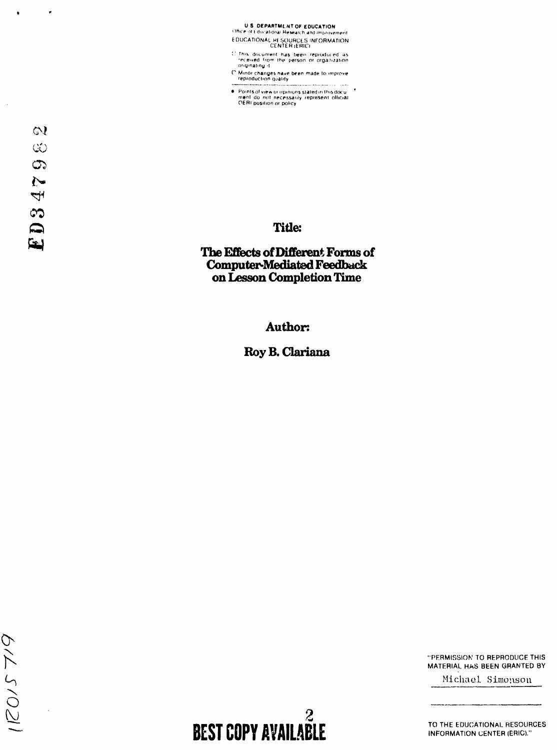U.S. DEPARTMENT OF EDUCATION
Office of Educational Research and Improvement
EDUCATIONAL RESOURCES INFORMATION CENTER (ERIC)

- This document has been reproduced as received from the person or organization originating it.
- Minor changes have been made to improve reproduction quality.
- Points of view or opinions stated in this document do not necessarily represent official OERI position or policy.

ED347982

**Title:**

# The Effects of Different Forms of Computer-Mediated Feedback on Lesson Completion Time

**Author:**

**Roy B. Clariana**

IR015719

"PERMISSION TO REPRODUCE THIS MATERIAL HAS BEEN GRANTED BY

Michael Simonson

TO THE EDUCATIONAL RESOURCES INFORMATION CENTER (ERIC)."

BEST COPY AVAILABLE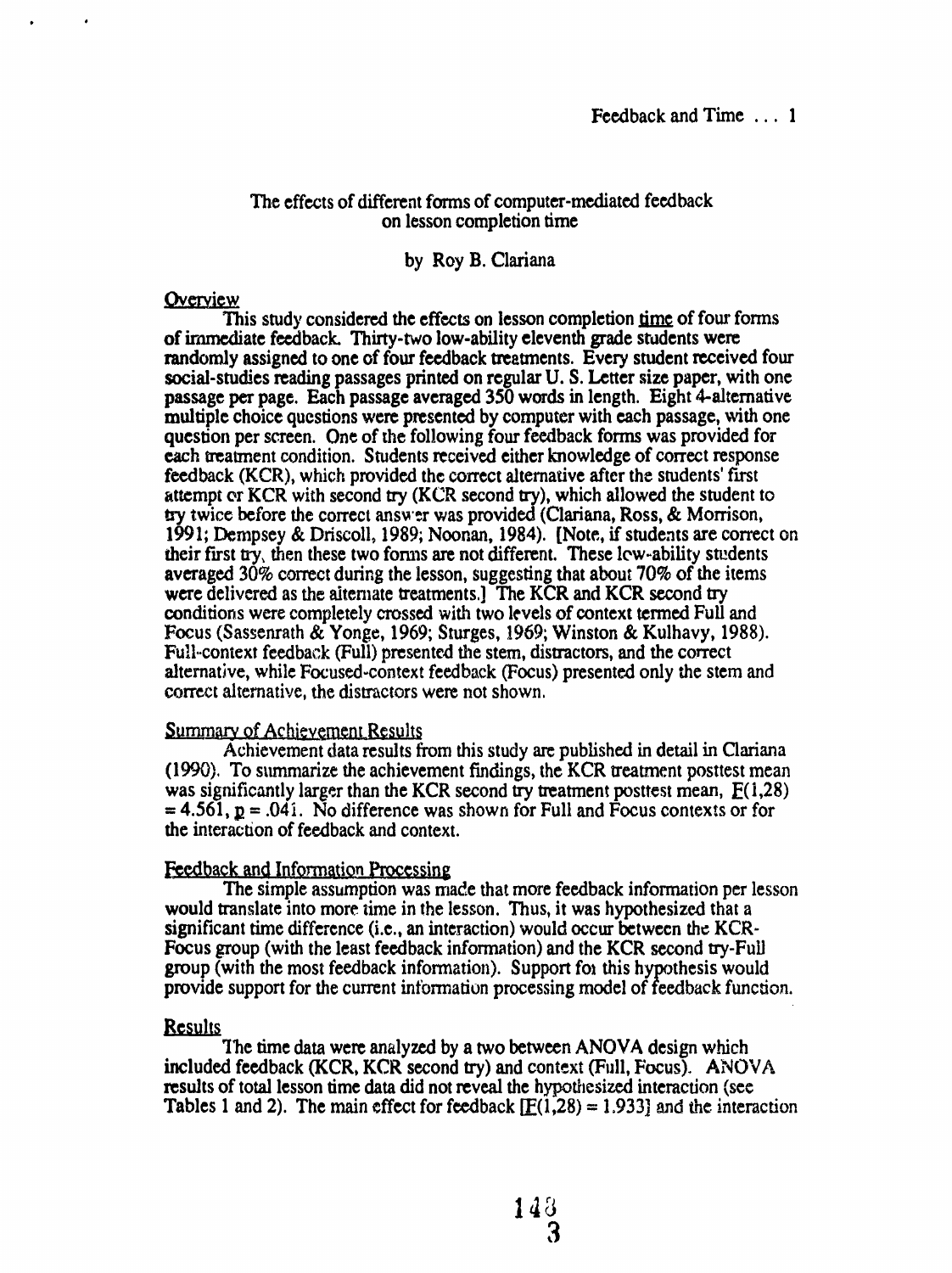The effects of different forms of computer-mediated feedback on lesson completion time

by Roy B. Clariana

## Overview

This study considered the effects on lesson completion time of four forms of immediate feedback. Thirty-two low-ability eleventh grade students were randomly assigned to one of four feedback treatments. Every student received four social-studies reading passages printed on regular U. S. Letter size paper, with one passage per page. Each passage averaged 350 words in length. Eight 4-alternative multiple choice questions were presented by computer with each passage, with one question per screen. One of the following four feedback forms was provided for each treatment condition. Students received either knowledge of correct response feedback (KCR), which provided the correct alternative after the students' first attempt or KCR with second try (KCR second try), which allowed the student to try twice before the correct answer was provided (Clariana, Ross, & Morrison, 1991; Dempsey & Driscoll, 1989; Noonan, 1984). [Note, if students are correct on their first try, then these two forms are not different. These low-ability students averaged 30% correct during the lesson, suggesting that about 70% of the items were delivered as the alternate treatments.] The KCR and KCR second try conditions were completely crossed with two levels of context termed Full and Focus (Sassenrath & Yonge, 1969; Sturges, 1969; Winston & Kulhavy, 1988). Full-context feedback (Full) presented the stem, distractors, and the correct alternative, while Focused-context feedback (Focus) presented only the stem and correct alternative, the distractors were not shown.

## Summary of Achievement Results

Achievement data results from this study are published in detail in Clariana (1990). To summarize the achievement findings, the KCR treatment posttest mean was significantly larger than the KCR second try treatment posttest mean, $F(1,28) = 4.561$, $p = .041$. No difference was shown for Full and Focus contexts or for the interaction of feedback and context.

## Feedback and Information Processing

The simple assumption was made that more feedback information per lesson would translate into more time in the lesson. Thus, it was hypothesized that a significant time difference (i.e., an interaction) would occur between the KCR-Focus group (with the least feedback information) and the KCR second try-Full group (with the most feedback information). Support for this hypothesis would provide support for the current information processing model of feedback function.

## Results

The time data were analyzed by a two between ANOVA design which included feedback (KCR, KCR second try) and context (Full, Focus). ANOVA results of total lesson time data did not reveal the hypothesized interaction (see Tables 1 and 2). The main effect for feedback [$F(1,28) = 1.933$] and the interaction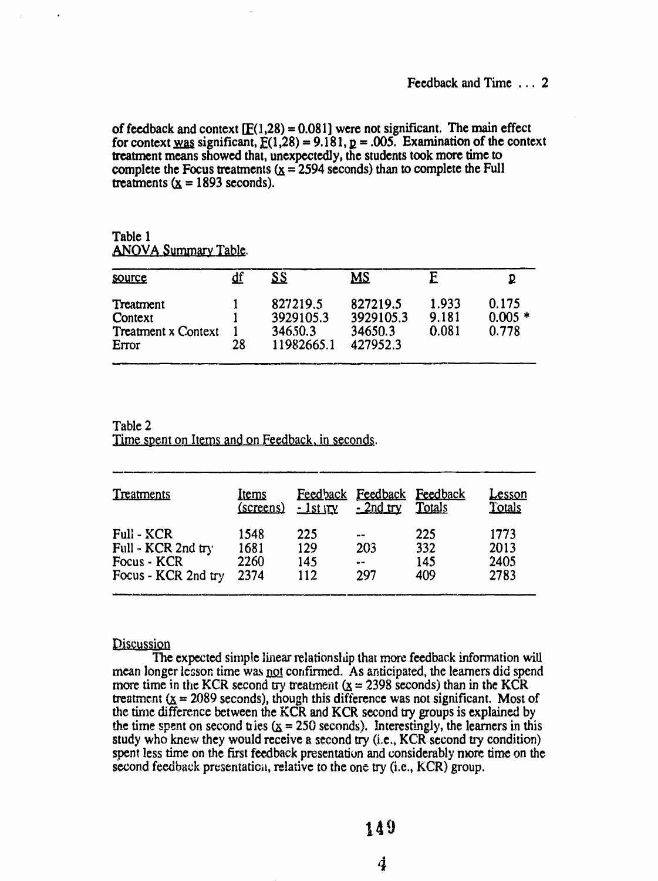of feedback and context [$F(1,28) = 0.081$] were not significant. The main effect for context was significant, $F(1,28) = 9.181$, $p = .005$. Examination of the context treatment means showed that, unexpectedly, the students took more time to complete the Focus treatments ($\bar{x} = 2594$ seconds) than to complete the Full treatments ($\bar{x} = 1893$ seconds).

Table 1
ANOVA Summary Table.

| source | df | SS | MS | F | p |
|---|---|---|---|---|---|
| Treatment | 1 | 827219.5 | 827219.5 | 1.933 | 0.175 |
| Context | 1 | 3929105.3 | 3929105.3 | 9.181 | 0.005 * |
| Treatment x Context | 1 | 34650.3 | 34650.3 | 0.081 | 0.778 |
| Error | 28 | 11982665.1 | 427952.3 | | |

Table 2
Time spent on Items and on Feedback, in seconds.

| Treatments | Items (screens) | Feedback - 1st try | Feedback - 2nd try | Feedback Totals | Lesson Totals |
|---|---|---|---|---|---|
| Full - KCR | 1548 | 225 | -- | 225 | 1773 |
| Full - KCR 2nd try | 1681 | 129 | 203 | 332 | 2013 |
| Focus - KCR | 2260 | 145 | -- | 145 | 2405 |
| Focus - KCR 2nd try | 2374 | 112 | 297 | 409 | 2783 |

## Discussion

The expected simple linear relationship that more feedback information will mean longer lesson time was not confirmed. As anticipated, the learners did spend more time in the KCR second try treatment ($\bar{x} = 2398$ seconds) than in the KCR treatment ($\bar{x} = 2089$ seconds), though this difference was not significant. Most of the time difference between the KCR and KCR second try groups is explained by the time spent on second tries ($\bar{x} = 250$ seconds). Interestingly, the learners in this study who knew they would receive a second try (i.e., KCR second try condition) spent less time on the first feedback presentation and considerably more time on the second feedback presentation, relative to the one try (i.e., KCR) group.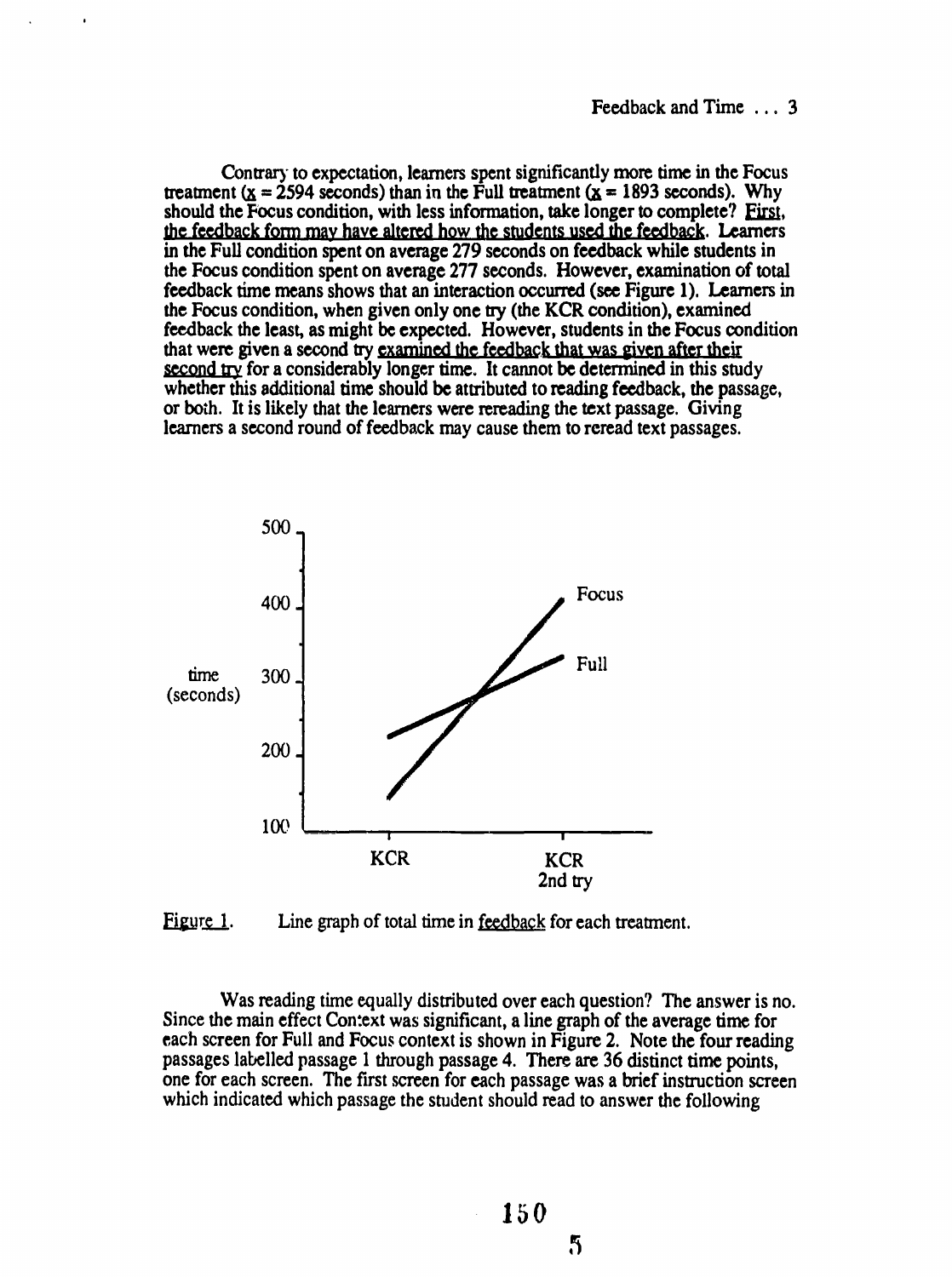Contrary to expectation, learners spent significantly more time in the Focus treatment ($\underline{x} = 2594$ seconds) than in the Full treatment ($\underline{x} = 1893$ seconds). Why should the Focus condition, with less information, take longer to complete? First, the feedback form may have altered how the students used the feedback. Learners in the Full condition spent on average 279 seconds on feedback while students in the Focus condition spent on average 277 seconds. However, examination of total feedback time means shows that an interaction occurred (see Figure 1). Learners in the Focus condition, when given only one try (the KCR condition), examined feedback the least, as might be expected. However, students in the Focus condition that were given a second try examined the feedback that was given after their second try for a considerably longer time. It cannot be determined in this study whether this additional time should be attributed to reading feedback, the passage, or both. It is likely that the learners were rereading the text passage. Giving learners a second round of feedback may cause them to reread text passages.

Figure 1. Line graph of total time in feedback for each treatment.

Was reading time equally distributed over each question? The answer is no. Since the main effect Context was significant, a line graph of the average time for each screen for Full and Focus context is shown in Figure 2. Note the four reading passages labelled passage 1 through passage 4. There are 36 distinct time points, one for each screen. The first screen for each passage was a brief instruction screen which indicated which passage the student should read to answer the following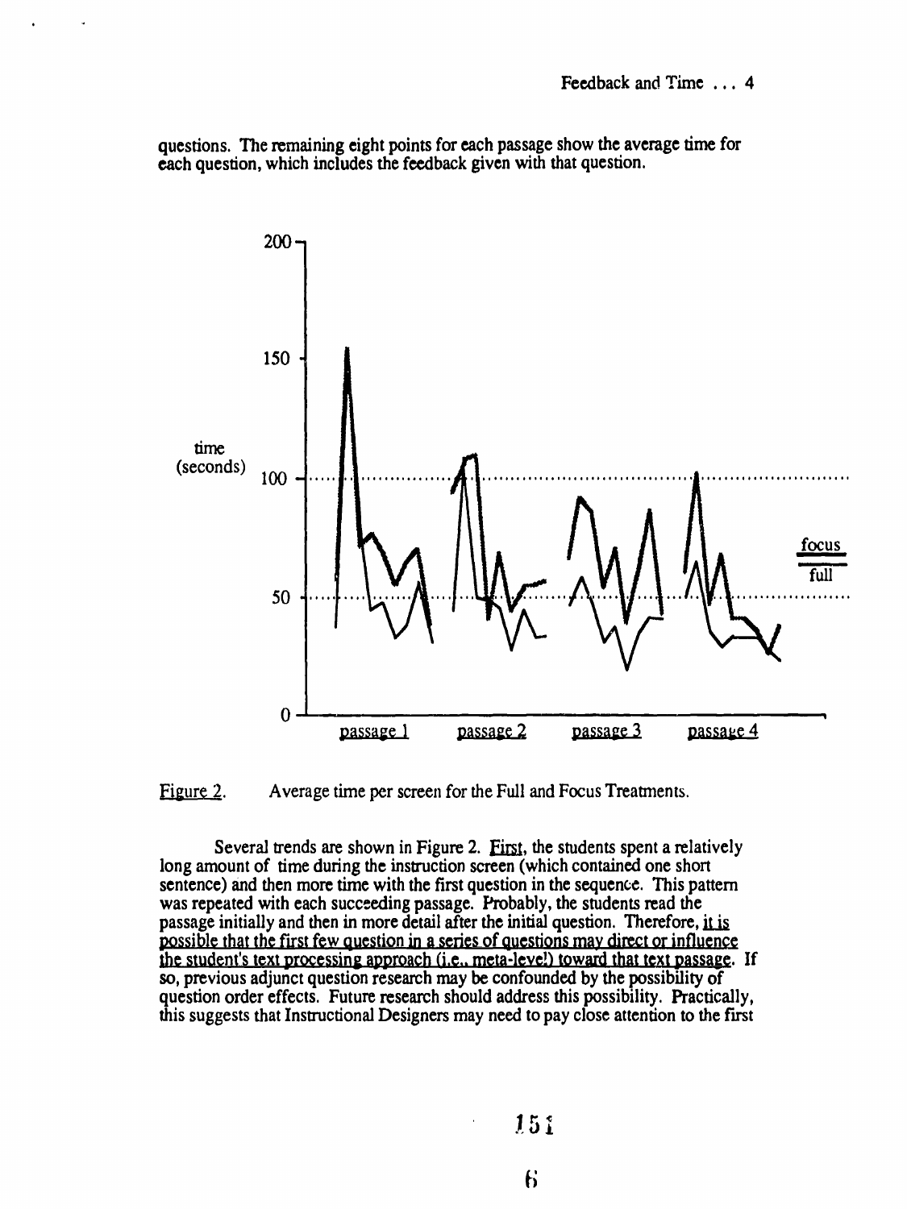questions. The remaining eight points for each passage show the average time for each question, which includes the feedback given with that question.

Figure 2. Average time per screen for the Full and Focus Treatments.

Several trends are shown in Figure 2. First, the students spent a relatively long amount of time during the instruction screen (which contained one short sentence) and then more time with the first question in the sequence. This pattern was repeated with each succeeding passage. Probably, the students read the passage initially and then in more detail after the initial question. Therefore, it is possible that the first few question in a series of questions may direct or influence the student's text processing approach (i.e., meta-level) toward that text passage. If so, previous adjunct question research may be confounded by the possibility of question order effects. Future research should address this possibility. Practically, this suggests that Instructional Designers may need to pay close attention to the first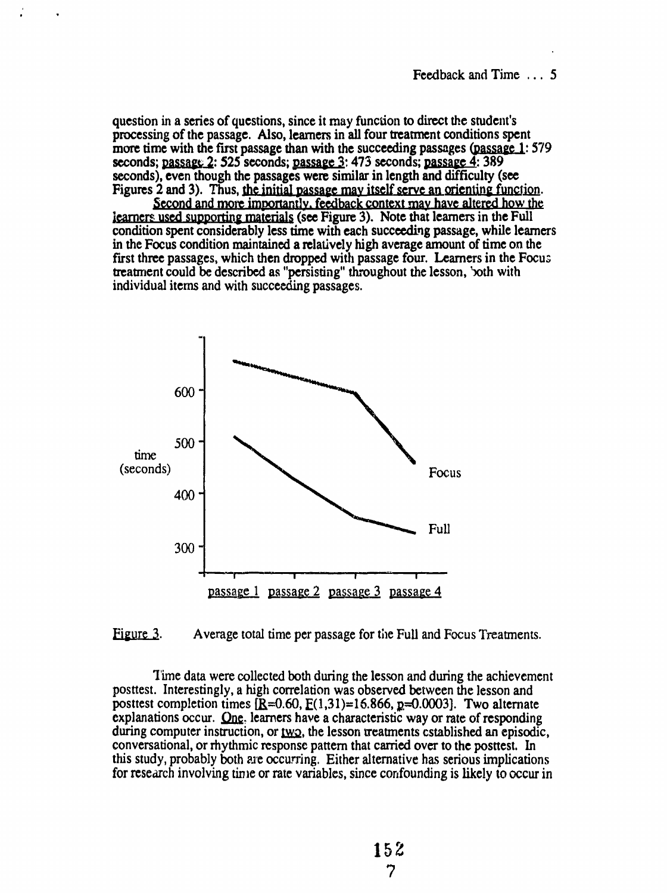question in a series of questions, since it may function to direct the student's processing of the passage. Also, learners in all four treatment conditions spent more time with the first passage than with the succeeding passages (passage 1: 579 seconds; passage 2: 525 seconds; passage 3: 473 seconds; passage 4: 389 seconds), even though the passages were similar in length and difficulty (see Figures 2 and 3). Thus, the initial passage may itself serve an orienting function.

Second and more importantly, feedback context may have altered how the learners used supporting materials (see Figure 3). Note that learners in the Full condition spent considerably less time with each succeeding passage, while learners in the Focus condition maintained a relatively high average amount of time on the first three passages, which then dropped with passage four. Learners in the Focus treatment could be described as "persisting" throughout the lesson, both with individual items and with succeeding passages.

Figure 3. Average total time per passage for the Full and Focus Treatments.

Time data were collected both during the lesson and during the achievement posttest. Interestingly, a high correlation was observed between the lesson and posttest completion times [$R=0.60$, $F(1,31)=16.866$, $p=0.0003$]. Two alternate explanations occur. One, learners have a characteristic way or rate of responding during computer instruction, or two, the lesson treatments established an episodic, conversational, or rhythmic response pattern that carried over to the posttest. In this study, probably both are occurring. Either alternative has serious implications for research involving time or rate variables, since confounding is likely to occur in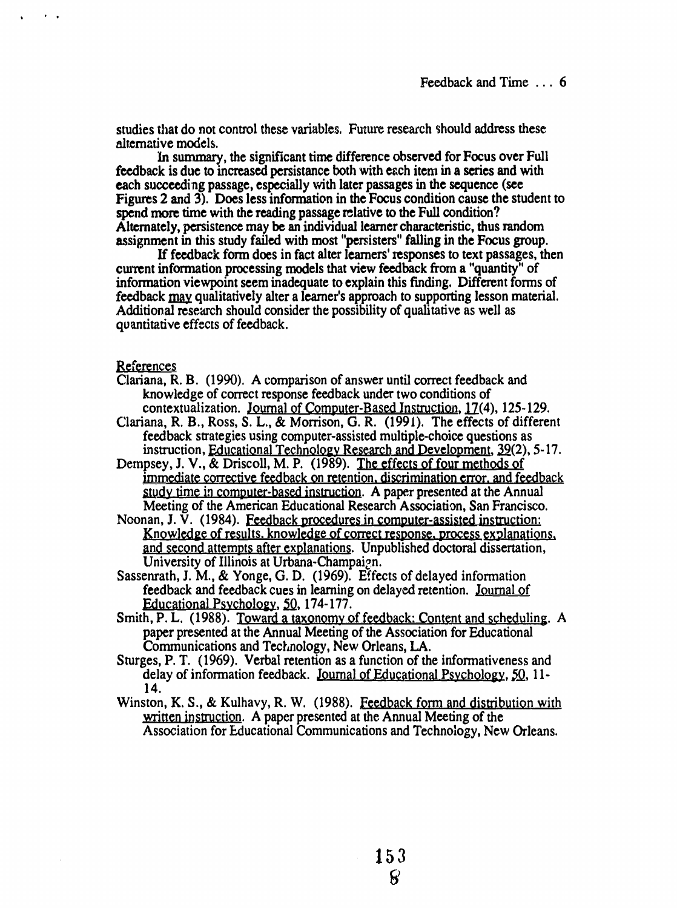studies that do not control these variables. Future research should address these alternative models.

In summary, the significant time difference observed for Focus over Full feedback is due to increased persistance both with each item in a series and with each succeeding passage, especially with later passages in the sequence (see Figures 2 and 3). Does less information in the Focus condition cause the student to spend more time with the reading passage relative to the Full condition? Alternately, persistence may be an individual learner characteristic, thus random assignment in this study failed with most "persisters" falling in the Focus group.

If feedback form does in fact alter learners' responses to text passages, then current information processing models that view feedback from a "quantity" of information viewpoint seem inadequate to explain this finding. Different forms of feedback may qualitatively alter a learner's approach to supporting lesson material. Additional research should consider the possibility of qualitative as well as quantitative effects of feedback.

## References

Clariana, R. B. (1990). A comparison of answer until correct feedback and knowledge of correct response feedback under two conditions of contextualization. Journal of Computer-Based Instruction, 17(4), 125-129.

Clariana, R. B., Ross, S. L., & Morrison, G. R. (1991). The effects of different feedback strategies using computer-assisted multiple-choice questions as instruction, Educational Technology Research and Development, 39(2), 5-17.

Dempsey, J. V., & Driscoll, M. P. (1989). The effects of four methods of immediate corrective feedback on retention, discrimination error, and feedback study time in computer-based instruction. A paper presented at the Annual Meeting of the American Educational Research Association, San Francisco.

Noonan, J. V. (1984). Feedback procedures in computer-assisted instruction: Knowledge of results, knowledge of correct response, process explanations, and second attempts after explanations. Unpublished doctoral dissertation, University of Illinois at Urbana-Champaign.

Sassenrath, J. M., & Yonge, G. D. (1969). Effects of delayed information feedback and feedback cues in learning on delayed retention. Journal of Educational Psychology, 50, 174-177.

Smith, P. L. (1988). Toward a taxonomy of feedback: Content and scheduling. A paper presented at the Annual Meeting of the Association for Educational Communications and Technology, New Orleans, LA.

Sturges, P. T. (1969). Verbal retention as a function of the informativeness and delay of information feedback. Journal of Educational Psychology, 50, 11-14.

Winston, K. S., & Kulhavy, R. W. (1988). Feedback form and distribution with written instruction. A paper presented at the Annual Meeting of the Association for Educational Communications and Technology, New Orleans.